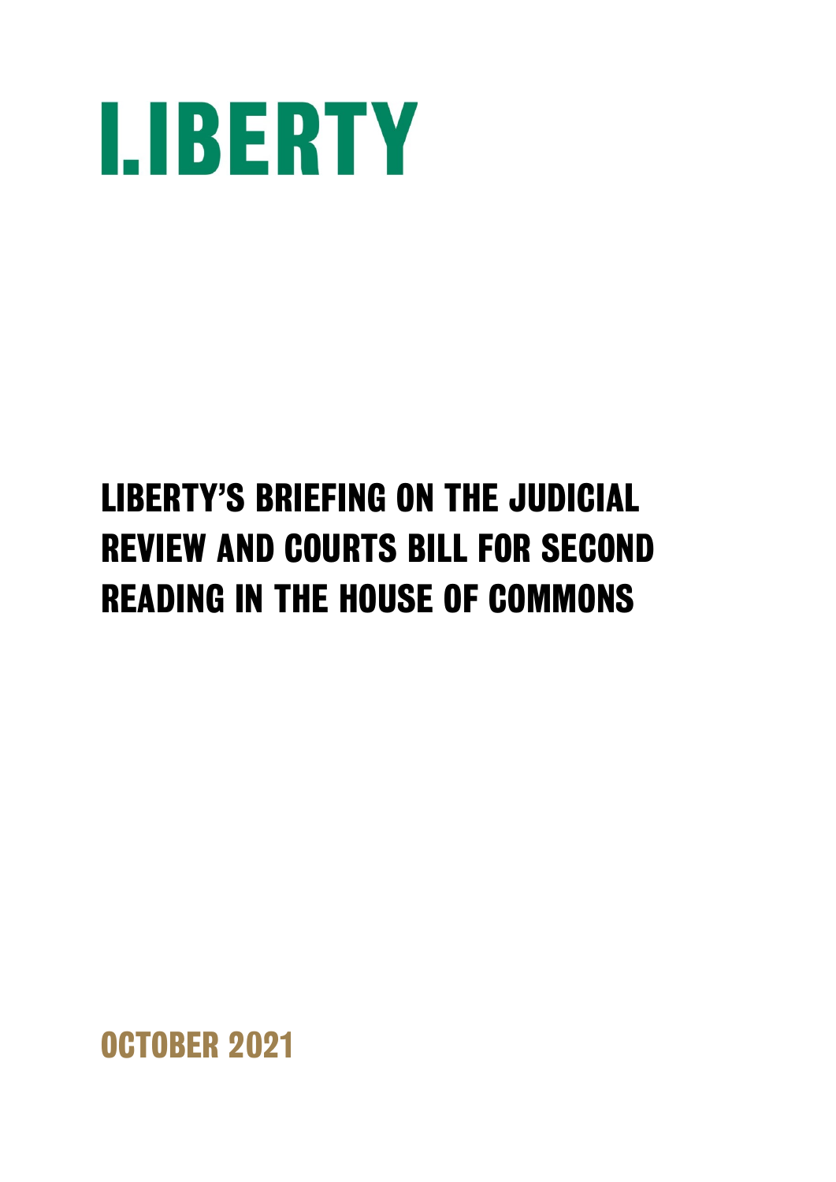# LIBERTY

## LIBERTY'S BRIEFING ON THE JUDICIAL REVIEW AND COURTS BILL FOR SECOND READING IN THE HOUSE OF COMMONS

OCTOBER 2021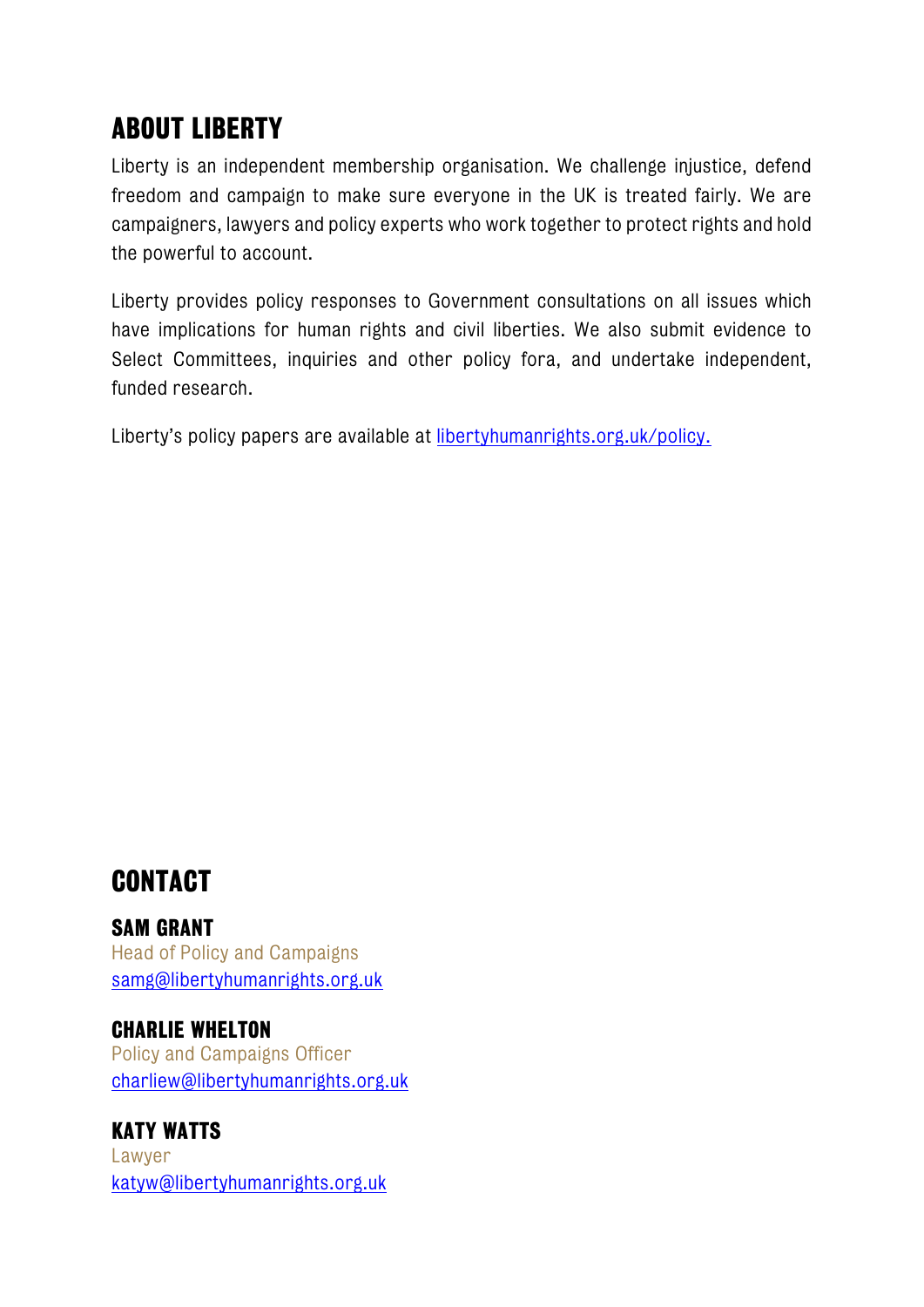## ABOUT LIBERTY

Liberty is an independent membership organisation. We challenge injustice, defend freedom and campaign to make sure everyone in the UK is treated fairly. We are campaigners, lawyers and policy experts who work together to protect rights and hold the powerful to account.

Liberty provides policy responses to Government consultations on all issues which have implications for human rights and civil liberties. We also submit evidence to Select Committees, inquiries and other policy fora, and undertake independent, funded research.

Liberty's policy papers are available at [libertyhumanrights.org.uk/policy.](libertyhumanrights.org.uk/policy)

## CONTACT

**SAM GRANT**
Head of Policy and Campaigns
samg@libertyhumanrights.org.uk

**CHARLIE WHELTON**
Policy and Campaigns Officer
charliew@libertyhumanrights.org.uk

**KATY WATTS**
Lawyer
katyw@libertyhumanrights.org.uk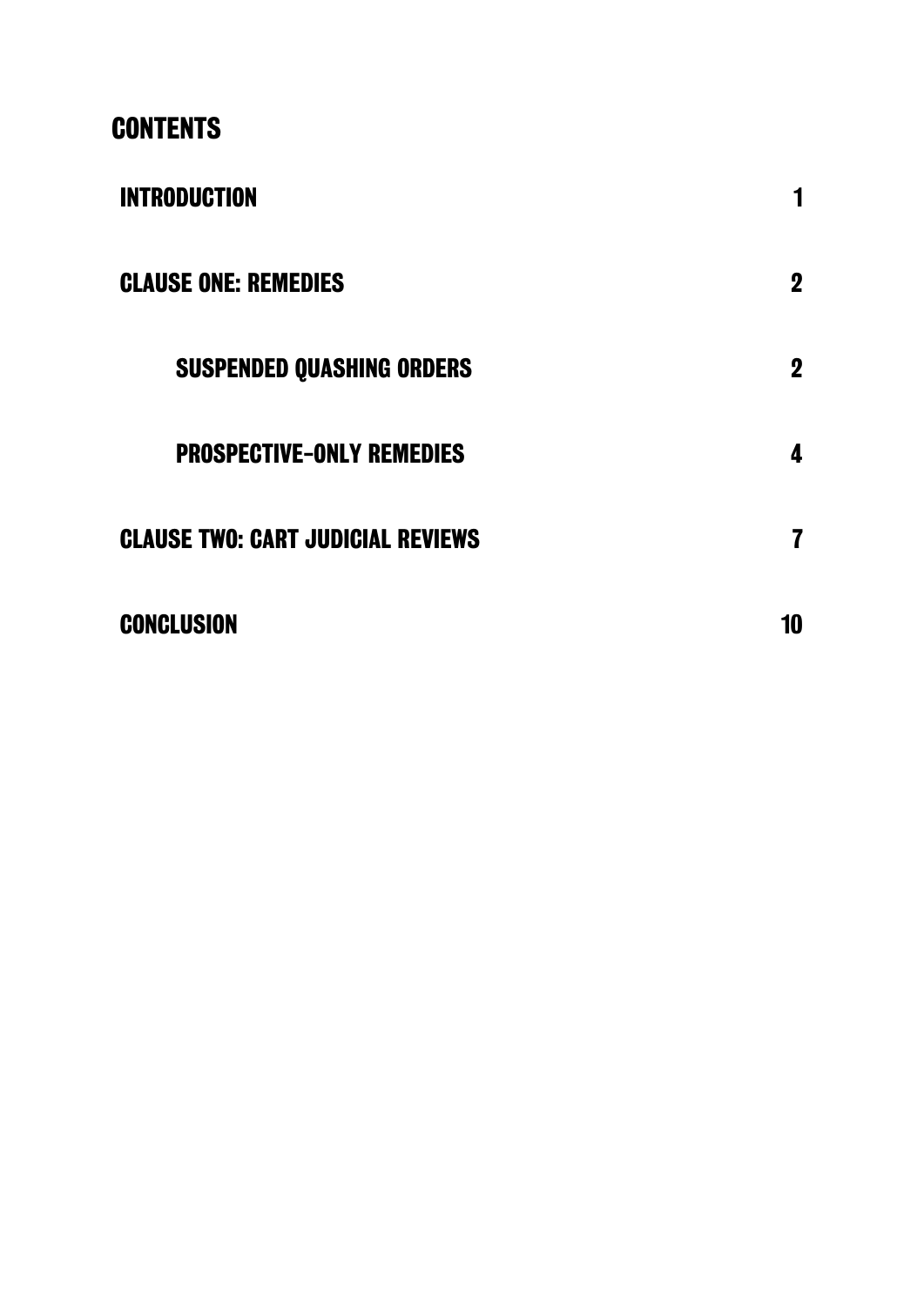# CONTENTS

| | |
|---|---|
| INTRODUCTION | 1 |
| CLAUSE ONE: REMEDIES | 2 |
| SUSPENDED QUASHING ORDERS | 2 |
| PROSPECTIVE-ONLY REMEDIES | 4 |
| CLAUSE TWO: CART JUDICIAL REVIEWS | 7 |
| CONCLUSION | 10 |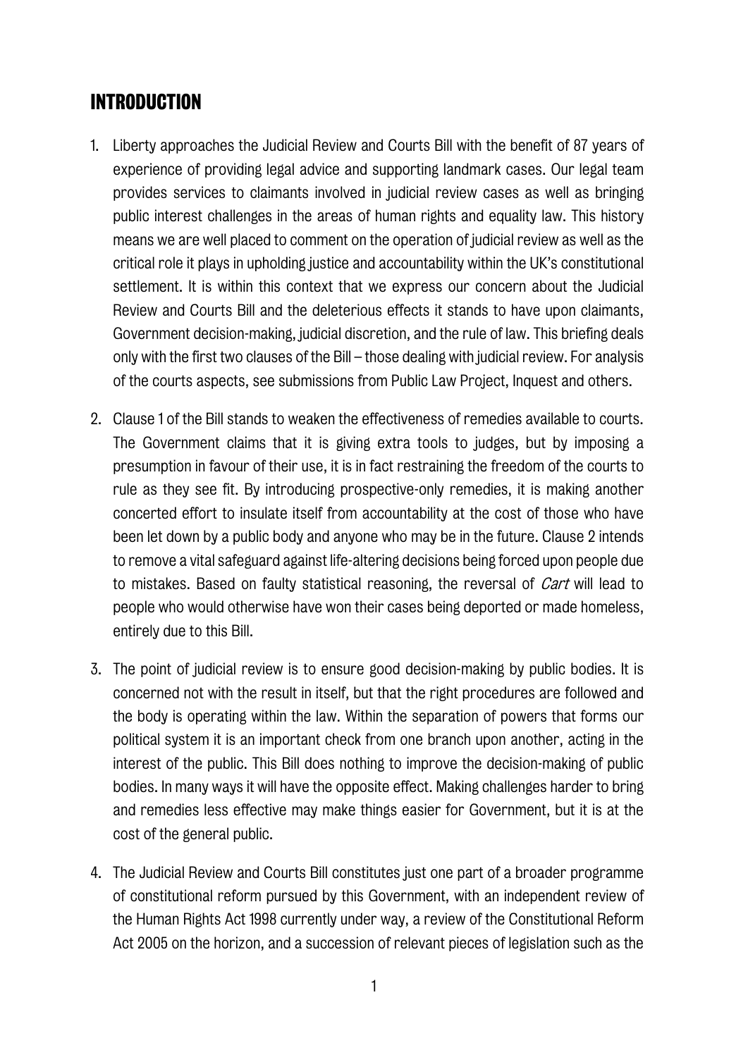## INTRODUCTION

1. Liberty approaches the Judicial Review and Courts Bill with the benefit of 87 years of experience of providing legal advice and supporting landmark cases. Our legal team provides services to claimants involved in judicial review cases as well as bringing public interest challenges in the areas of human rights and equality law. This history means we are well placed to comment on the operation of judicial review as well as the critical role it plays in upholding justice and accountability within the UK's constitutional settlement. It is within this context that we express our concern about the Judicial Review and Courts Bill and the deleterious effects it stands to have upon claimants, Government decision-making, judicial discretion, and the rule of law. This briefing deals only with the first two clauses of the Bill – those dealing with judicial review. For analysis of the courts aspects, see submissions from Public Law Project, Inquest and others.

2. Clause 1 of the Bill stands to weaken the effectiveness of remedies available to courts. The Government claims that it is giving extra tools to judges, but by imposing a presumption in favour of their use, it is in fact restraining the freedom of the courts to rule as they see fit. By introducing prospective-only remedies, it is making another concerted effort to insulate itself from accountability at the cost of those who have been let down by a public body and anyone who may be in the future. Clause 2 intends to remove a vital safeguard against life-altering decisions being forced upon people due to mistakes. Based on faulty statistical reasoning, the reversal of *Cart* will lead to people who would otherwise have won their cases being deported or made homeless, entirely due to this Bill.

3. The point of judicial review is to ensure good decision-making by public bodies. It is concerned not with the result in itself, but that the right procedures are followed and the body is operating within the law. Within the separation of powers that forms our political system it is an important check from one branch upon another, acting in the interest of the public. This Bill does nothing to improve the decision-making of public bodies. In many ways it will have the opposite effect. Making challenges harder to bring and remedies less effective may make things easier for Government, but it is at the cost of the general public.

4. The Judicial Review and Courts Bill constitutes just one part of a broader programme of constitutional reform pursued by this Government, with an independent review of the Human Rights Act 1998 currently under way, a review of the Constitutional Reform Act 2005 on the horizon, and a succession of relevant pieces of legislation such as the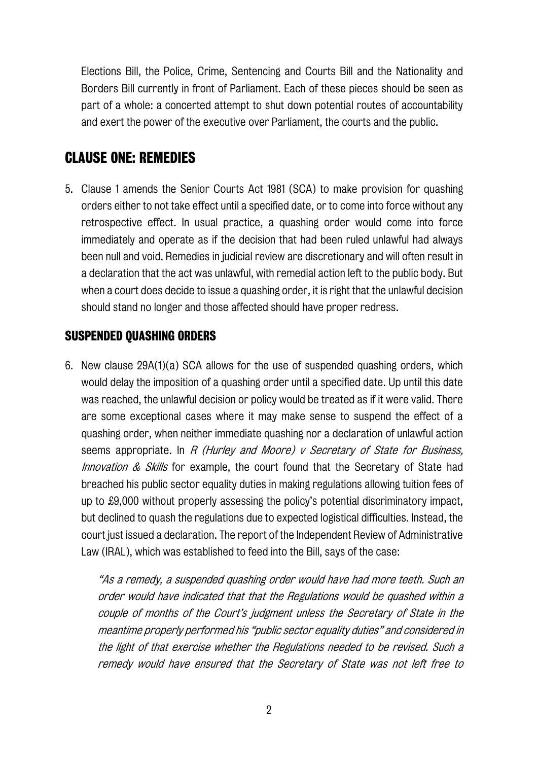Elections Bill, the Police, Crime, Sentencing and Courts Bill and the Nationality and Borders Bill currently in front of Parliament. Each of these pieces should be seen as part of a whole: a concerted attempt to shut down potential routes of accountability and exert the power of the executive over Parliament, the courts and the public.

## CLAUSE ONE: REMEDIES

5. Clause 1 amends the Senior Courts Act 1981 (SCA) to make provision for quashing orders either to not take effect until a specified date, or to come into force without any retrospective effect. In usual practice, a quashing order would come into force immediately and operate as if the decision that had been ruled unlawful had always been null and void. Remedies in judicial review are discretionary and will often result in a declaration that the act was unlawful, with remedial action left to the public body. But when a court does decide to issue a quashing order, it is right that the unlawful decision should stand no longer and those affected should have proper redress.

### SUSPENDED QUASHING ORDERS

6. New clause 29A(1)(a) SCA allows for the use of suspended quashing orders, which would delay the imposition of a quashing order until a specified date. Up until this date was reached, the unlawful decision or policy would be treated as if it were valid. There are some exceptional cases where it may make sense to suspend the effect of a quashing order, when neither immediate quashing nor a declaration of unlawful action seems appropriate. In *R (Hurley and Moore) v Secretary of State for Business, Innovation & Skills* for example, the court found that the Secretary of State had breached his public sector equality duties in making regulations allowing tuition fees of up to £9,000 without properly assessing the policy's potential discriminatory impact, but declined to quash the regulations due to expected logistical difficulties. Instead, the court just issued a declaration. The report of the Independent Review of Administrative Law (IRAL), which was established to feed into the Bill, says of the case:

   *"As a remedy, a suspended quashing order would have had more teeth. Such an order would have indicated that that the Regulations would be quashed within a couple of months of the Court's judgment unless the Secretary of State in the meantime properly performed his "public sector equality duties" and considered in the light of that exercise whether the Regulations needed to be revised. Such a remedy would have ensured that the Secretary of State was not left free to*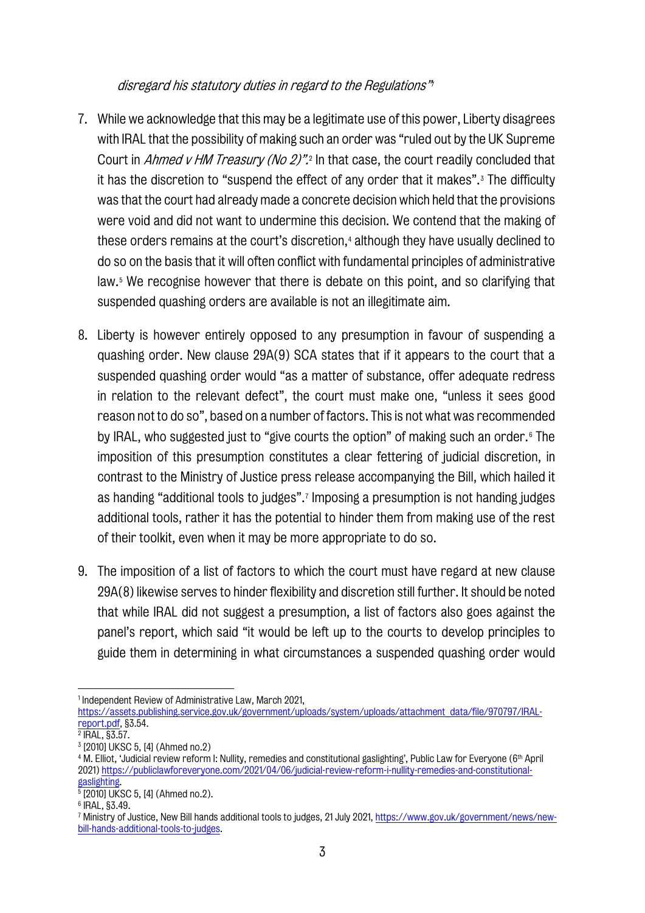*disregard his statutory duties in regard to the Regulations"*[1]

7. While we acknowledge that this may be a legitimate use of this power, Liberty disagrees with IRAL that the possibility of making such an order was "ruled out by the UK Supreme Court in *Ahmed v HM Treasury (No 2)"*.[2] In that case, the court readily concluded that it has the discretion to "suspend the effect of any order that it makes".[3] The difficulty was that the court had already made a concrete decision which held that the provisions were void and did not want to undermine this decision. We contend that the making of these orders remains at the court's discretion,[4] although they have usually declined to do so on the basis that it will often conflict with fundamental principles of administrative law.[5] We recognise however that there is debate on this point, and so clarifying that suspended quashing orders are available is not an illegitimate aim.

8. Liberty is however entirely opposed to any presumption in favour of suspending a quashing order. New clause 29A(9) SCA states that if it appears to the court that a suspended quashing order would "as a matter of substance, offer adequate redress in relation to the relevant defect", the court must make one, "unless it sees good reason not to do so", based on a number of factors. This is not what was recommended by IRAL, who suggested just to "give courts the option" of making such an order.[6] The imposition of this presumption constitutes a clear fettering of judicial discretion, in contrast to the Ministry of Justice press release accompanying the Bill, which hailed it as handing "additional tools to judges".[7] Imposing a presumption is not handing judges additional tools, rather it has the potential to hinder them from making use of the rest of their toolkit, even when it may be more appropriate to do so.

9. The imposition of a list of factors to which the court must have regard at new clause 29A(8) likewise serves to hinder flexibility and discretion still further. It should be noted that while IRAL did not suggest a presumption, a list of factors also goes against the panel's report, which said "it would be left up to the courts to develop principles to guide them in determining in what circumstances a suspended quashing order would

---

[1] Independent Review of Administrative Law, March 2021, https://assets.publishing.service.gov.uk/government/uploads/system/uploads/attachment_data/file/970797/IRAL-report.pdf, §3.54.

[2] IRAL, §3.57.

[3] [2010] UKSC 5, [4] (Ahmed no.2)

[4] M. Elliot, 'Judicial review reform I: Nullity, remedies and constitutional gaslighting', Public Law for Everyone (6th April 2021) https://publiclawforeveryone.com/2021/04/06/judicial-review-reform-i-nullity-remedies-and-constitutional-gaslighting.

[5] [2010] UKSC 5, [4] (Ahmed no.2).

[6] IRAL, §3.49.

[7] Ministry of Justice, New Bill hands additional tools to judges, 21 July 2021, https://www.gov.uk/government/news/new-bill-hands-additional-tools-to-judges.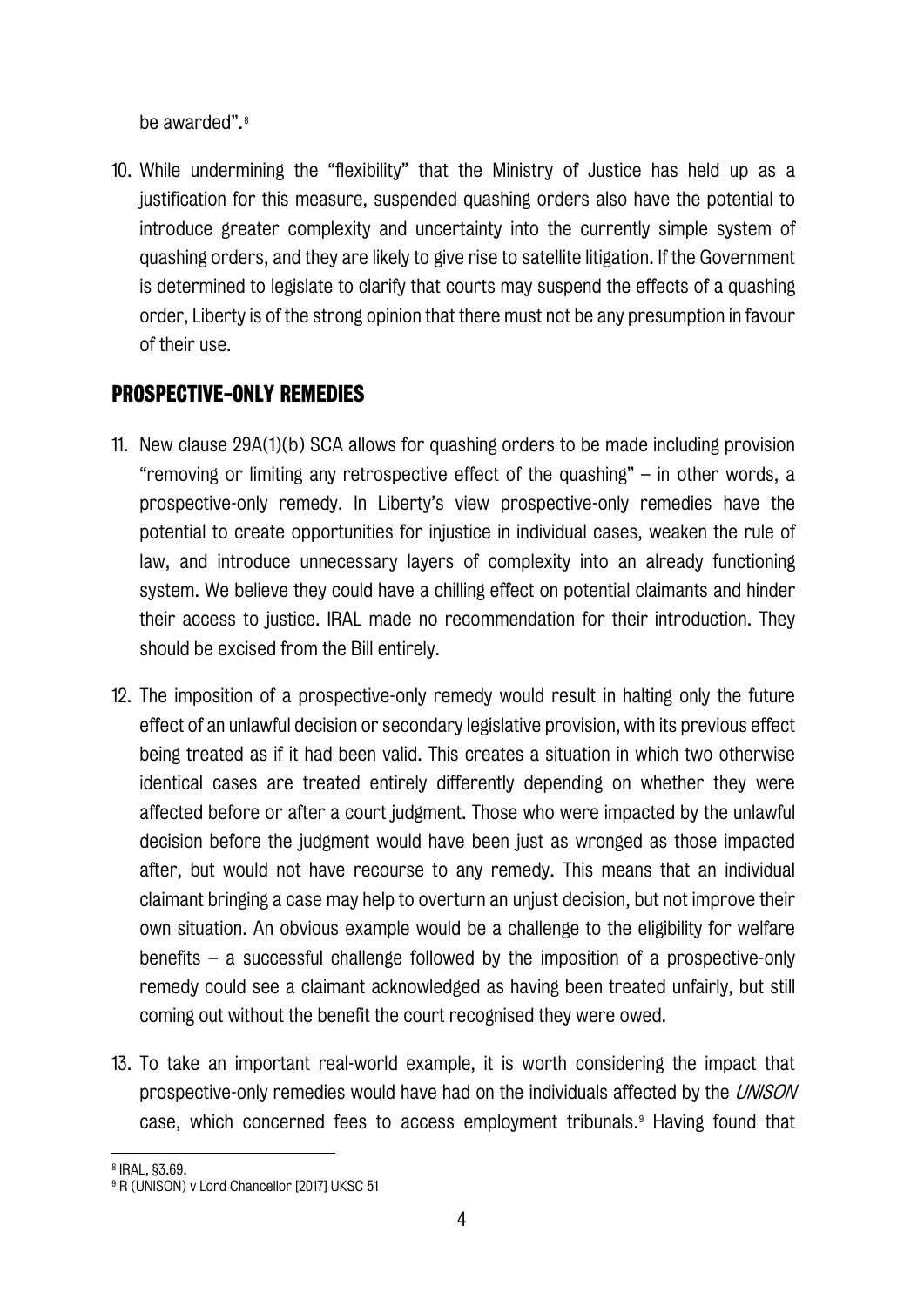be awarded".[8]

10. While undermining the "flexibility" that the Ministry of Justice has held up as a justification for this measure, suspended quashing orders also have the potential to introduce greater complexity and uncertainty into the currently simple system of quashing orders, and they are likely to give rise to satellite litigation. If the Government is determined to legislate to clarify that courts may suspend the effects of a quashing order, Liberty is of the strong opinion that there must not be any presumption in favour of their use.

## PROSPECTIVE-ONLY REMEDIES

11. New clause 29A(1)(b) SCA allows for quashing orders to be made including provision "removing or limiting any retrospective effect of the quashing" – in other words, a prospective-only remedy. In Liberty's view prospective-only remedies have the potential to create opportunities for injustice in individual cases, weaken the rule of law, and introduce unnecessary layers of complexity into an already functioning system. We believe they could have a chilling effect on potential claimants and hinder their access to justice. IRAL made no recommendation for their introduction. They should be excised from the Bill entirely.

12. The imposition of a prospective-only remedy would result in halting only the future effect of an unlawful decision or secondary legislative provision, with its previous effect being treated as if it had been valid. This creates a situation in which two otherwise identical cases are treated entirely differently depending on whether they were affected before or after a court judgment. Those who were impacted by the unlawful decision before the judgment would have been just as wronged as those impacted after, but would not have recourse to any remedy. This means that an individual claimant bringing a case may help to overturn an unjust decision, but not improve their own situation. An obvious example would be a challenge to the eligibility for welfare benefits – a successful challenge followed by the imposition of a prospective-only remedy could see a claimant acknowledged as having been treated unfairly, but still coming out without the benefit the court recognised they were owed.

13. To take an important real-world example, it is worth considering the impact that prospective-only remedies would have had on the individuals affected by the *UNISON* case, which concerned fees to access employment tribunals.[9] Having found that

---

[8] IRAL, §3.69.

[9] R (UNISON) v Lord Chancellor [2017] UKSC 51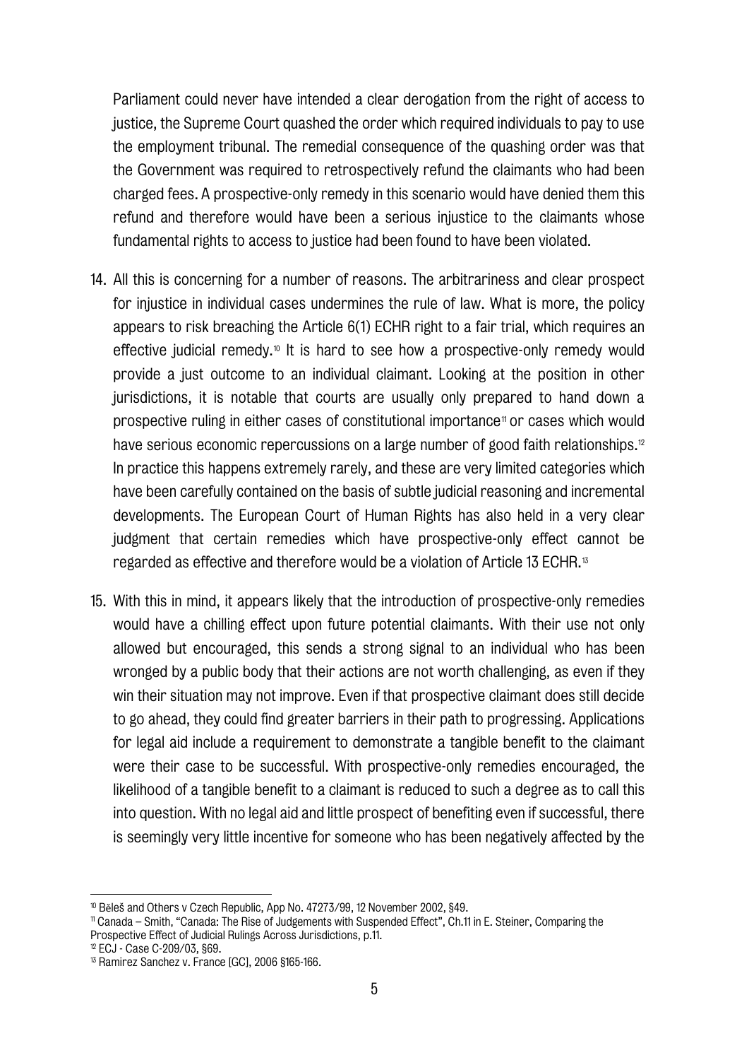Parliament could never have intended a clear derogation from the right of access to justice, the Supreme Court quashed the order which required individuals to pay to use the employment tribunal. The remedial consequence of the quashing order was that the Government was required to retrospectively refund the claimants who had been charged fees. A prospective-only remedy in this scenario would have denied them this refund and therefore would have been a serious injustice to the claimants whose fundamental rights to access to justice had been found to have been violated.

14. All this is concerning for a number of reasons. The arbitrariness and clear prospect for injustice in individual cases undermines the rule of law. What is more, the policy appears to risk breaching the Article 6(1) ECHR right to a fair trial, which requires an effective judicial remedy.[10] It is hard to see how a prospective-only remedy would provide a just outcome to an individual claimant. Looking at the position in other jurisdictions, it is notable that courts are usually only prepared to hand down a prospective ruling in either cases of constitutional importance[11] or cases which would have serious economic repercussions on a large number of good faith relationships.[12] In practice this happens extremely rarely, and these are very limited categories which have been carefully contained on the basis of subtle judicial reasoning and incremental developments. The European Court of Human Rights has also held in a very clear judgment that certain remedies which have prospective-only effect cannot be regarded as effective and therefore would be a violation of Article 13 ECHR.[13]

15. With this in mind, it appears likely that the introduction of prospective-only remedies would have a chilling effect upon future potential claimants. With their use not only allowed but encouraged, this sends a strong signal to an individual who has been wronged by a public body that their actions are not worth challenging, as even if they win their situation may not improve. Even if that prospective claimant does still decide to go ahead, they could find greater barriers in their path to progressing. Applications for legal aid include a requirement to demonstrate a tangible benefit to the claimant were their case to be successful. With prospective-only remedies encouraged, the likelihood of a tangible benefit to a claimant is reduced to such a degree as to call this into question. With no legal aid and little prospect of benefiting even if successful, there is seemingly very little incentive for someone who has been negatively affected by the

---

[10] Běleš and Others v Czech Republic, App No. 47273/99, 12 November 2002, §49.

[11] Canada – Smith, "Canada: The Rise of Judgements with Suspended Effect", Ch.11 in E. Steiner, Comparing the Prospective Effect of Judicial Rulings Across Jurisdictions, p.11.

[12] ECJ - Case C-209/03, §69.

[13] Ramirez Sanchez v. France [GC], 2006 §165-166.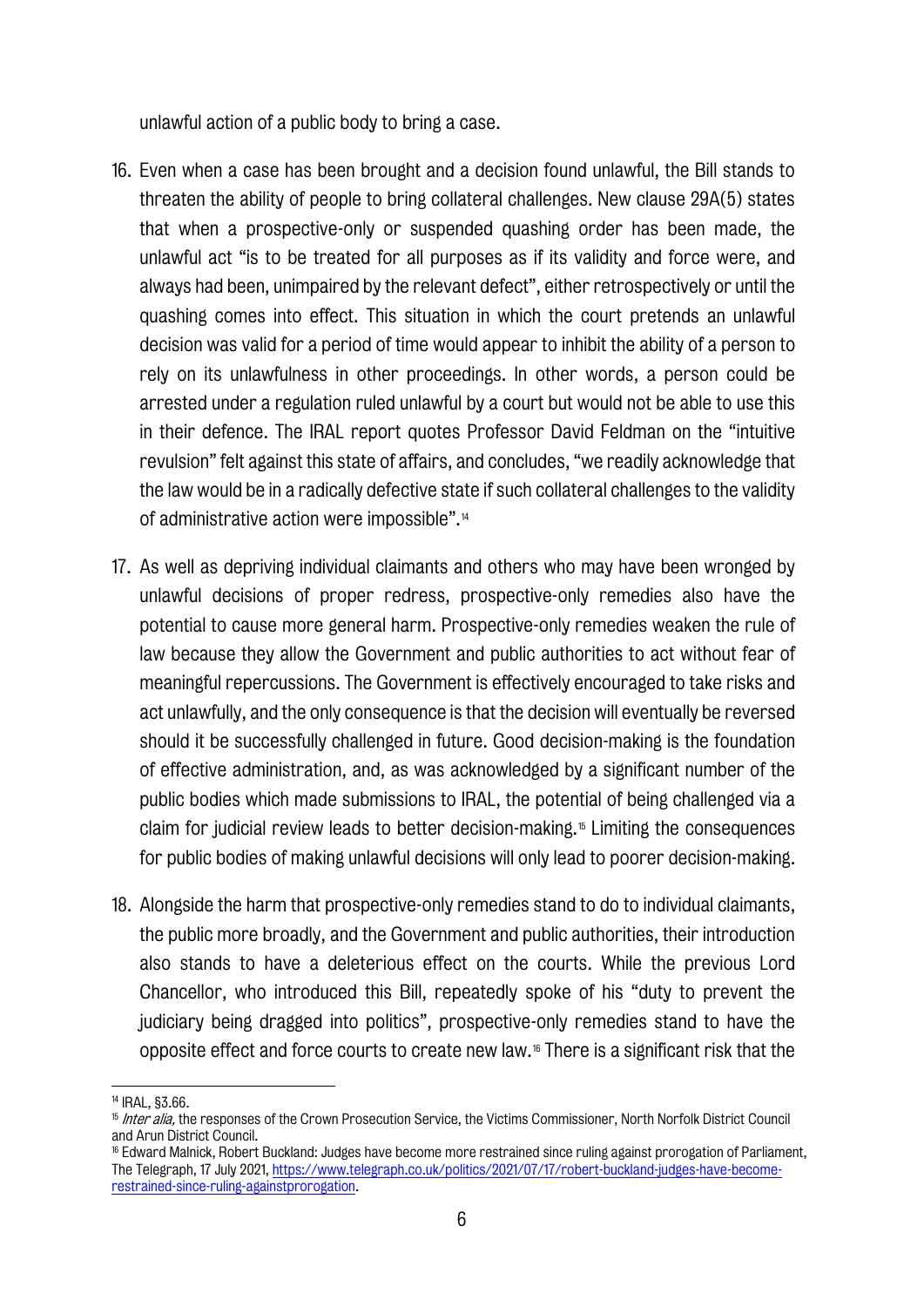unlawful action of a public body to bring a case.

16. Even when a case has been brought and a decision found unlawful, the Bill stands to threaten the ability of people to bring collateral challenges. New clause 29A(5) states that when a prospective-only or suspended quashing order has been made, the unlawful act "is to be treated for all purposes as if its validity and force were, and always had been, unimpaired by the relevant defect", either retrospectively or until the quashing comes into effect. This situation in which the court pretends an unlawful decision was valid for a period of time would appear to inhibit the ability of a person to rely on its unlawfulness in other proceedings. In other words, a person could be arrested under a regulation ruled unlawful by a court but would not be able to use this in their defence. The IRAL report quotes Professor David Feldman on the "intuitive revulsion" felt against this state of affairs, and concludes, "we readily acknowledge that the law would be in a radically defective state if such collateral challenges to the validity of administrative action were impossible".[14]

17. As well as depriving individual claimants and others who may have been wronged by unlawful decisions of proper redress, prospective-only remedies also have the potential to cause more general harm. Prospective-only remedies weaken the rule of law because they allow the Government and public authorities to act without fear of meaningful repercussions. The Government is effectively encouraged to take risks and act unlawfully, and the only consequence is that the decision will eventually be reversed should it be successfully challenged in future. Good decision-making is the foundation of effective administration, and, as was acknowledged by a significant number of the public bodies which made submissions to IRAL, the potential of being challenged via a claim for judicial review leads to better decision-making.[15] Limiting the consequences for public bodies of making unlawful decisions will only lead to poorer decision-making.

18. Alongside the harm that prospective-only remedies stand to do to individual claimants, the public more broadly, and the Government and public authorities, their introduction also stands to have a deleterious effect on the courts. While the previous Lord Chancellor, who introduced this Bill, repeatedly spoke of his "duty to prevent the judiciary being dragged into politics", prospective-only remedies stand to have the opposite effect and force courts to create new law.[16] There is a significant risk that the

---

[14] IRAL, §3.66.

[15] *Inter alia,* the responses of the Crown Prosecution Service, the Victims Commissioner, North Norfolk District Council and Arun District Council.

[16] Edward Malnick, Robert Buckland: Judges have become more restrained since ruling against prorogation of Parliament, The Telegraph, 17 July 2021, https://www.telegraph.co.uk/politics/2021/07/17/robert-buckland-judges-have-become-restrained-since-ruling-againstprorogation.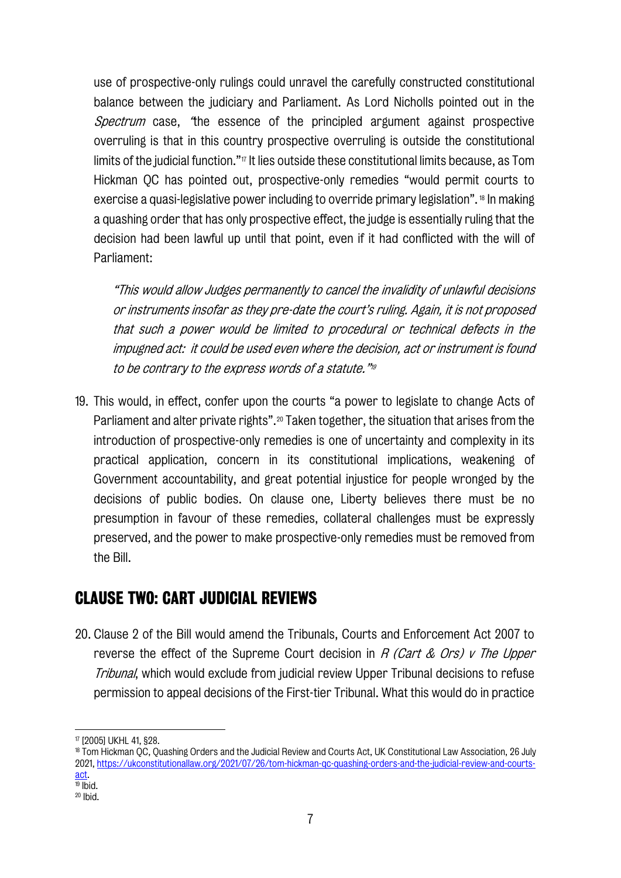use of prospective-only rulings could unravel the carefully constructed constitutional balance between the judiciary and Parliament. As Lord Nicholls pointed out in the *Spectrum* case, "the essence of the principled argument against prospective overruling is that in this country prospective overruling is outside the constitutional limits of the judicial function."[17] It lies outside these constitutional limits because, as Tom Hickman QC has pointed out, prospective-only remedies "would permit courts to exercise a quasi-legislative power including to override primary legislation".[18] In making a quashing order that has only prospective effect, the judge is essentially ruling that the decision had been lawful up until that point, even if it had conflicted with the will of Parliament:

> *"This would allow Judges permanently to cancel the invalidity of unlawful decisions or instruments insofar as they pre-date the court's ruling. Again, it is not proposed that such a power would be limited to procedural or technical defects in the impugned act: it could be used even where the decision, act or instrument is found to be contrary to the express words of a statute."*[19]

19. This would, in effect, confer upon the courts "a power to legislate to change Acts of Parliament and alter private rights".[20] Taken together, the situation that arises from the introduction of prospective-only remedies is one of uncertainty and complexity in its practical application, concern in its constitutional implications, weakening of Government accountability, and great potential injustice for people wronged by the decisions of public bodies. On clause one, Liberty believes there must be no presumption in favour of these remedies, collateral challenges must be expressly preserved, and the power to make prospective-only remedies must be removed from the Bill.

## CLAUSE TWO: CART JUDICIAL REVIEWS

20. Clause 2 of the Bill would amend the Tribunals, Courts and Enforcement Act 2007 to reverse the effect of the Supreme Court decision in *R (Cart & Ors) v The Upper Tribunal*, which would exclude from judicial review Upper Tribunal decisions to refuse permission to appeal decisions of the First-tier Tribunal. What this would do in practice

---

[17] [2005] UKHL 41, §28.

[18] Tom Hickman QC, Quashing Orders and the Judicial Review and Courts Act, UK Constitutional Law Association, 26 July 2021, https://ukconstitutionallaw.org/2021/07/26/tom-hickman-qc-quashing-orders-and-the-judicial-review-and-courts-act.

[19] Ibid.

[20] Ibid.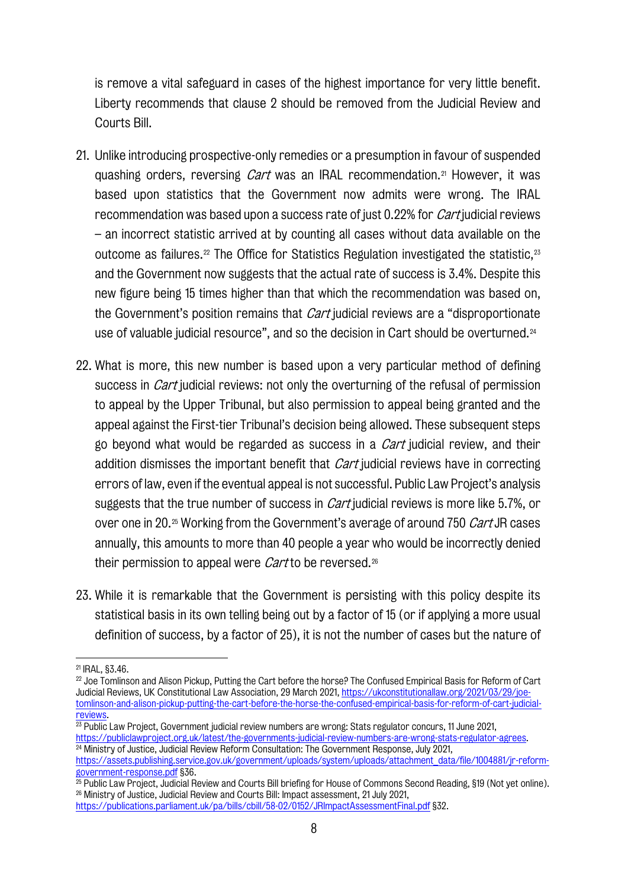is remove a vital safeguard in cases of the highest importance for very little benefit. Liberty recommends that clause 2 should be removed from the Judicial Review and Courts Bill.

21. Unlike introducing prospective-only remedies or a presumption in favour of suspended quashing orders, reversing *Cart* was an IRAL recommendation.[21] However, it was based upon statistics that the Government now admits were wrong. The IRAL recommendation was based upon a success rate of just 0.22% for *Cart* judicial reviews – an incorrect statistic arrived at by counting all cases without data available on the outcome as failures.[22] The Office for Statistics Regulation investigated the statistic,[23] and the Government now suggests that the actual rate of success is 3.4%. Despite this new figure being 15 times higher than that which the recommendation was based on, the Government's position remains that *Cart* judicial reviews are a "disproportionate use of valuable judicial resource", and so the decision in Cart should be overturned.[24]

22. What is more, this new number is based upon a very particular method of defining success in *Cart* judicial reviews: not only the overturning of the refusal of permission to appeal by the Upper Tribunal, but also permission to appeal being granted and the appeal against the First-tier Tribunal's decision being allowed. These subsequent steps go beyond what would be regarded as success in a *Cart* judicial review, and their addition dismisses the important benefit that *Cart* judicial reviews have in correcting errors of law, even if the eventual appeal is not successful. Public Law Project's analysis suggests that the true number of success in *Cart* judicial reviews is more like 5.7%, or over one in 20.[25] Working from the Government's average of around 750 *Cart* JR cases annually, this amounts to more than 40 people a year who would be incorrectly denied their permission to appeal were *Cart* to be reversed.[26]

23. While it is remarkable that the Government is persisting with this policy despite its statistical basis in its own telling being out by a factor of 15 (or if applying a more usual definition of success, by a factor of 25), it is not the number of cases but the nature of

---

[21] IRAL, §3.46.

[22] Joe Tomlinson and Alison Pickup, Putting the Cart before the horse? The Confused Empirical Basis for Reform of Cart Judicial Reviews, UK Constitutional Law Association, 29 March 2021, https://ukconstitutionallaw.org/2021/03/29/joe-tomlinson-and-alison-pickup-putting-the-cart-before-the-horse-the-confused-empirical-basis-for-reform-of-cart-judicial-reviews.

[23] Public Law Project, Government judicial review numbers are wrong: Stats regulator concurs, 11 June 2021, https://publiclawproject.org.uk/latest/the-governments-judicial-review-numbers-are-wrong-stats-regulator-agrees.

[24] Ministry of Justice, Judicial Review Reform Consultation: The Government Response, July 2021, https://assets.publishing.service.gov.uk/government/uploads/system/uploads/attachment_data/file/1004881/jr-reform-government-response.pdf §36.

[25] Public Law Project, Judicial Review and Courts Bill briefing for House of Commons Second Reading, §19 (Not yet online).

[26] Ministry of Justice, Judicial Review and Courts Bill: Impact assessment, 21 July 2021, https://publications.parliament.uk/pa/bills/cbill/58-02/0152/JRImpactAssessmentFinal.pdf §32.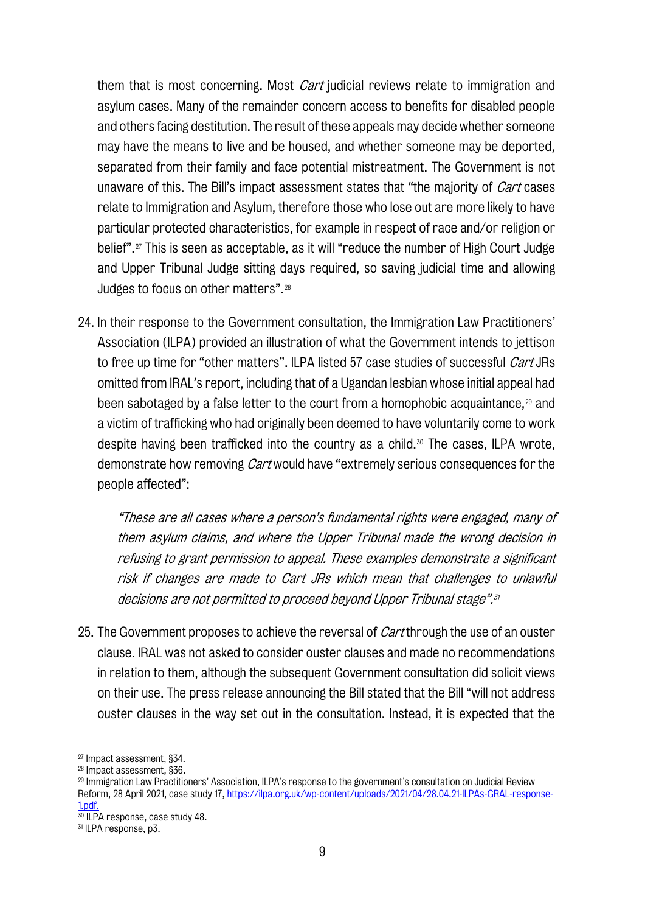them that is most concerning. Most *Cart* judicial reviews relate to immigration and asylum cases. Many of the remainder concern access to benefits for disabled people and others facing destitution. The result of these appeals may decide whether someone may have the means to live and be housed, and whether someone may be deported, separated from their family and face potential mistreatment. The Government is not unaware of this. The Bill's impact assessment states that "the majority of *Cart* cases relate to Immigration and Asylum, therefore those who lose out are more likely to have particular protected characteristics, for example in respect of race and/or religion or belief".[27] This is seen as acceptable, as it will "reduce the number of High Court Judge and Upper Tribunal Judge sitting days required, so saving judicial time and allowing Judges to focus on other matters".[28]

24. In their response to the Government consultation, the Immigration Law Practitioners' Association (ILPA) provided an illustration of what the Government intends to jettison to free up time for "other matters". ILPA listed 57 case studies of successful *Cart* JRs omitted from IRAL's report, including that of a Ugandan lesbian whose initial appeal had been sabotaged by a false letter to the court from a homophobic acquaintance,[29] and a victim of trafficking who had originally been deemed to have voluntarily come to work despite having been trafficked into the country as a child.[30] The cases, ILPA wrote, demonstrate how removing *Cart* would have "extremely serious consequences for the people affected":

    *"These are all cases where a person's fundamental rights were engaged, many of them asylum claims, and where the Upper Tribunal made the wrong decision in refusing to grant permission to appeal. These examples demonstrate a significant risk if changes are made to Cart JRs which mean that challenges to unlawful decisions are not permitted to proceed beyond Upper Tribunal stage".*[31]

25. The Government proposes to achieve the reversal of *Cart* through the use of an ouster clause. IRAL was not asked to consider ouster clauses and made no recommendations in relation to them, although the subsequent Government consultation did solicit views on their use. The press release announcing the Bill stated that the Bill "will not address ouster clauses in the way set out in the consultation. Instead, it is expected that the

---

[27] Impact assessment, §34.

[28] Impact assessment, §36.

[29] Immigration Law Practitioners' Association, ILPA's response to the government's consultation on Judicial Review Reform, 28 April 2021, case study 17, https://ilpa.org.uk/wp-content/uploads/2021/04/28.04.21-ILPAs-GRAL-response-1.pdf.

[30] ILPA response, case study 48.

[31] ILPA response, p3.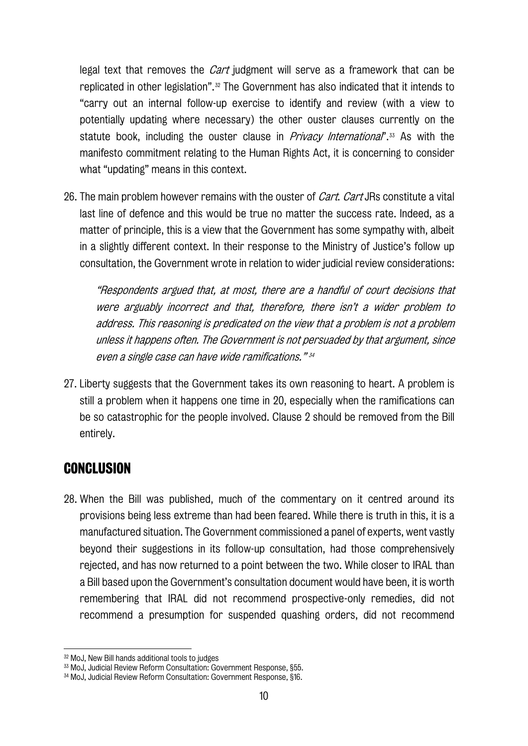legal text that removes the *Cart* judgment will serve as a framework that can be replicated in other legislation".[32] The Government has also indicated that it intends to "carry out an internal follow-up exercise to identify and review (with a view to potentially updating where necessary) the other ouster clauses currently on the statute book, including the ouster clause in *Privacy International*".[33] As with the manifesto commitment relating to the Human Rights Act, it is concerning to consider what "updating" means in this context.

26. The main problem however remains with the ouster of *Cart*. *Cart* JRs constitute a vital last line of defence and this would be true no matter the success rate. Indeed, as a matter of principle, this is a view that the Government has some sympathy with, albeit in a slightly different context. In their response to the Ministry of Justice's follow up consultation, the Government wrote in relation to wider judicial review considerations:

   *"Respondents argued that, at most, there are a handful of court decisions that were arguably incorrect and that, therefore, there isn't a wider problem to address. This reasoning is predicated on the view that a problem is not a problem unless it happens often. The Government is not persuaded by that argument, since even a single case can have wide ramifications."* [34]

27. Liberty suggests that the Government takes its own reasoning to heart. A problem is still a problem when it happens one time in 20, especially when the ramifications can be so catastrophic for the people involved. Clause 2 should be removed from the Bill entirely.

## CONCLUSION

28. When the Bill was published, much of the commentary on it centred around its provisions being less extreme than had been feared. While there is truth in this, it is a manufactured situation. The Government commissioned a panel of experts, went vastly beyond their suggestions in its follow-up consultation, had those comprehensively rejected, and has now returned to a point between the two. While closer to IRAL than a Bill based upon the Government's consultation document would have been, it is worth remembering that IRAL did not recommend prospective-only remedies, did not recommend a presumption for suspended quashing orders, did not recommend

---

[32] MoJ, New Bill hands additional tools to judges

[33] MoJ, Judicial Review Reform Consultation: Government Response, §55.

[34] MoJ, Judicial Review Reform Consultation: Government Response, §16.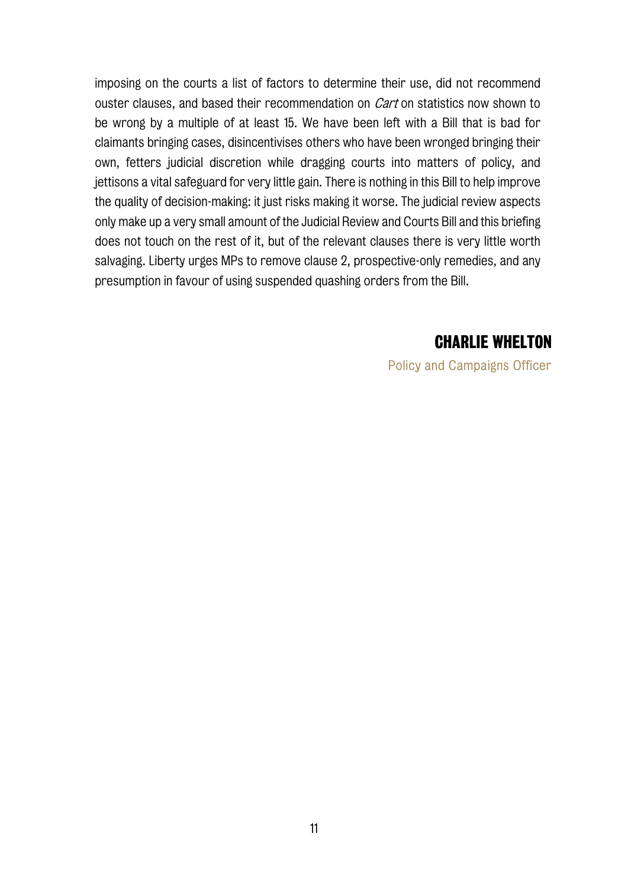imposing on the courts a list of factors to determine their use, did not recommend ouster clauses, and based their recommendation on *Cart* on statistics now shown to be wrong by a multiple of at least 15. We have been left with a Bill that is bad for claimants bringing cases, disincentivises others who have been wronged bringing their own, fetters judicial discretion while dragging courts into matters of policy, and jettisons a vital safeguard for very little gain. There is nothing in this Bill to help improve the quality of decision-making: it just risks making it worse. The judicial review aspects only make up a very small amount of the Judicial Review and Courts Bill and this briefing does not touch on the rest of it, but of the relevant clauses there is very little worth salvaging. Liberty urges MPs to remove clause 2, prospective-only remedies, and any presumption in favour of using suspended quashing orders from the Bill.

**CHARLIE WHELTON**

Policy and Campaigns Officer